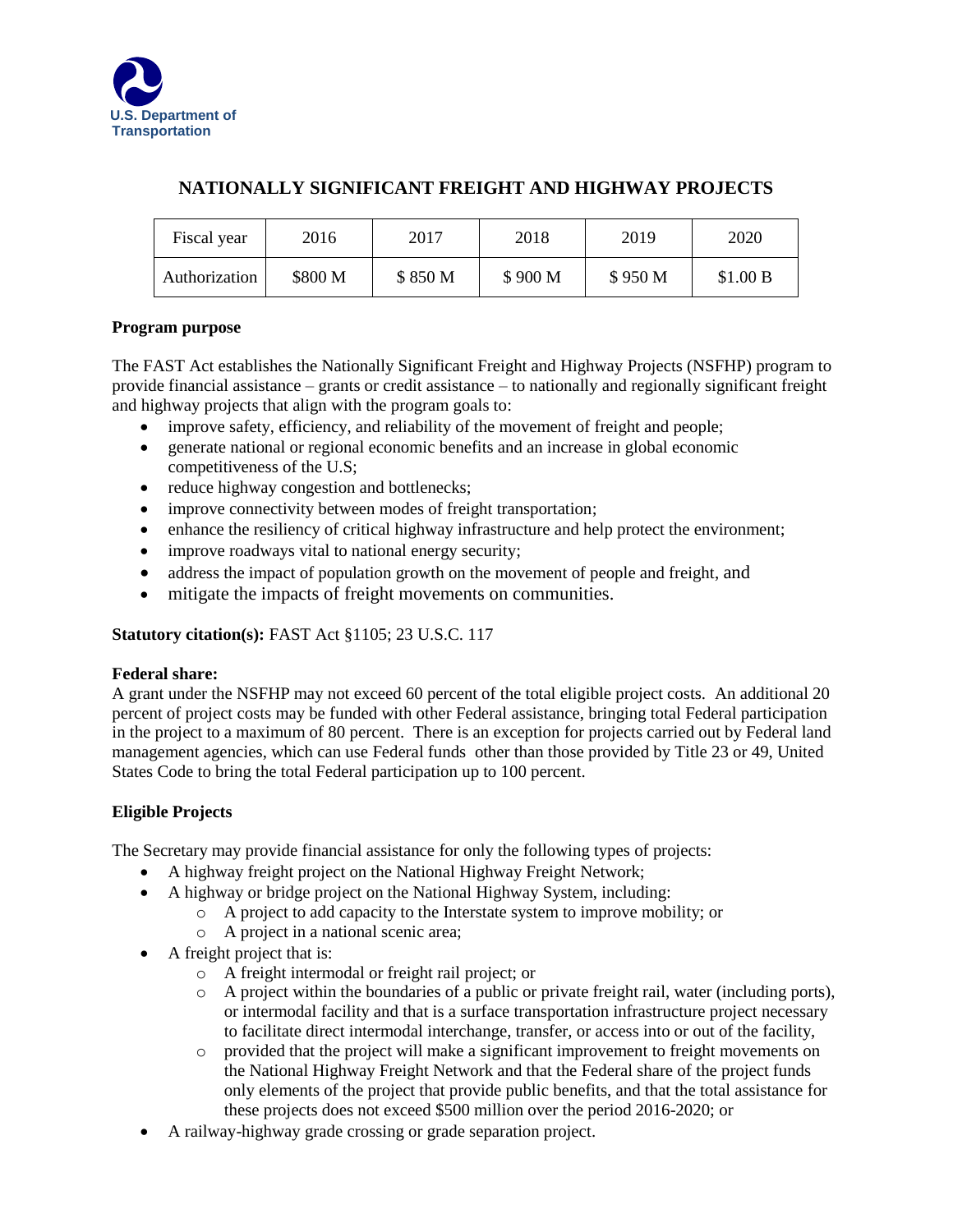U.S. Department of Transportation

# NATIONALLY SIGNIFICANT FREIGHT AND HIGHWAY PROJECTS

| Fiscal year | 2016 | 2017 | 2018 | 2019 | 2020 |
|---|---|---|---|---|---|
| Authorization | $800 M | $ 850 M | $ 900 M | $ 950 M | $1.00 B |

**Program purpose**

The FAST Act establishes the Nationally Significant Freight and Highway Projects (NSFHP) program to provide financial assistance – grants or credit assistance – to nationally and regionally significant freight and highway projects that align with the program goals to:

- improve safety, efficiency, and reliability of the movement of freight and people;
- generate national or regional economic benefits and an increase in global economic competitiveness of the U.S;
- reduce highway congestion and bottlenecks;
- improve connectivity between modes of freight transportation;
- enhance the resiliency of critical highway infrastructure and help protect the environment;
- improve roadways vital to national energy security;
- address the impact of population growth on the movement of people and freight, and
- mitigate the impacts of freight movements on communities.

**Statutory citation(s):** FAST Act §1105; 23 U.S.C. 117

**Federal share:**
A grant under the NSFHP may not exceed 60 percent of the total eligible project costs. An additional 20 percent of project costs may be funded with other Federal assistance, bringing total Federal participation in the project to a maximum of 80 percent. There is an exception for projects carried out by Federal land management agencies, which can use Federal funds other than those provided by Title 23 or 49, United States Code to bring the total Federal participation up to 100 percent.

**Eligible Projects**

The Secretary may provide financial assistance for only the following types of projects:

- A highway freight project on the National Highway Freight Network;
- A highway or bridge project on the National Highway System, including:
  - A project to add capacity to the Interstate system to improve mobility; or
  - A project in a national scenic area;
- A freight project that is:
  - A freight intermodal or freight rail project; or
  - A project within the boundaries of a public or private freight rail, water (including ports), or intermodal facility and that is a surface transportation infrastructure project necessary to facilitate direct intermodal interchange, transfer, or access into or out of the facility,
  - provided that the project will make a significant improvement to freight movements on the National Highway Freight Network and that the Federal share of the project funds only elements of the project that provide public benefits, and that the total assistance for these projects does not exceed $500 million over the period 2016-2020; or
- A railway-highway grade crossing or grade separation project.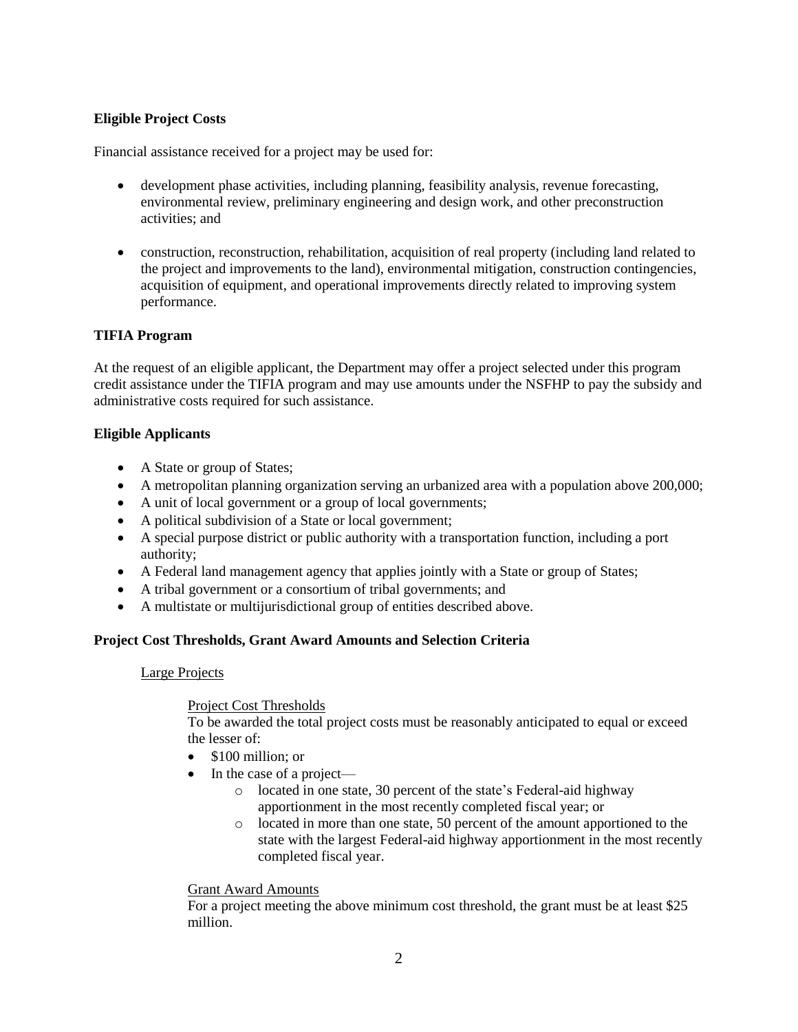**Eligible Project Costs**

Financial assistance received for a project may be used for:

- development phase activities, including planning, feasibility analysis, revenue forecasting, environmental review, preliminary engineering and design work, and other preconstruction activities; and

- construction, reconstruction, rehabilitation, acquisition of real property (including land related to the project and improvements to the land), environmental mitigation, construction contingencies, acquisition of equipment, and operational improvements directly related to improving system performance.

**TIFIA Program**

At the request of an eligible applicant, the Department may offer a project selected under this program credit assistance under the TIFIA program and may use amounts under the NSFHP to pay the subsidy and administrative costs required for such assistance.

**Eligible Applicants**

- A State or group of States;
- A metropolitan planning organization serving an urbanized area with a population above 200,000;
- A unit of local government or a group of local governments;
- A political subdivision of a State or local government;
- A special purpose district or public authority with a transportation function, including a port authority;
- A Federal land management agency that applies jointly with a State or group of States;
- A tribal government or a consortium of tribal governments; and
- A multistate or multijurisdictional group of entities described above.

**Project Cost Thresholds, Grant Award Amounts and Selection Criteria**

Large Projects

Project Cost Thresholds

To be awarded the total project costs must be reasonably anticipated to equal or exceed the lesser of:

- $100 million; or
- In the case of a project—
  - located in one state, 30 percent of the state's Federal-aid highway apportionment in the most recently completed fiscal year; or
  - located in more than one state, 50 percent of the amount apportioned to the state with the largest Federal-aid highway apportionment in the most recently completed fiscal year.

Grant Award Amounts

For a project meeting the above minimum cost threshold, the grant must be at least $25 million.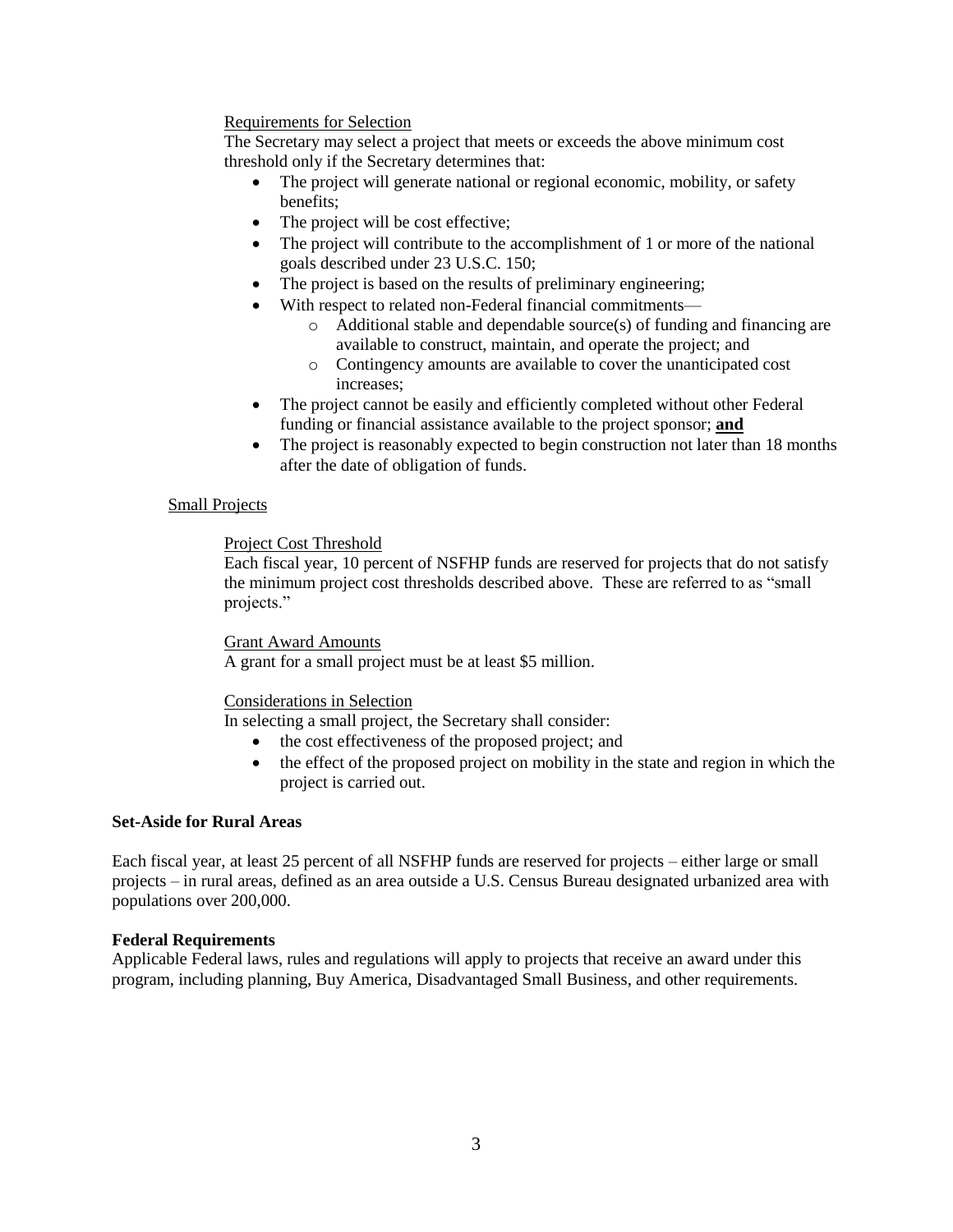Requirements for Selection

The Secretary may select a project that meets or exceeds the above minimum cost threshold only if the Secretary determines that:

- The project will generate national or regional economic, mobility, or safety benefits;
- The project will be cost effective;
- The project will contribute to the accomplishment of 1 or more of the national goals described under 23 U.S.C. 150;
- The project is based on the results of preliminary engineering;
- With respect to related non-Federal financial commitments—
  - Additional stable and dependable source(s) of funding and financing are available to construct, maintain, and operate the project; and
  - Contingency amounts are available to cover the unanticipated cost increases;
- The project cannot be easily and efficiently completed without other Federal funding or financial assistance available to the project sponsor; **and**
- The project is reasonably expected to begin construction not later than 18 months after the date of obligation of funds.

Small Projects

Project Cost Threshold

Each fiscal year, 10 percent of NSFHP funds are reserved for projects that do not satisfy the minimum project cost thresholds described above. These are referred to as "small projects."

Grant Award Amounts

A grant for a small project must be at least $5 million.

Considerations in Selection

In selecting a small project, the Secretary shall consider:

- the cost effectiveness of the proposed project; and
- the effect of the proposed project on mobility in the state and region in which the project is carried out.

**Set-Aside for Rural Areas**

Each fiscal year, at least 25 percent of all NSFHP funds are reserved for projects – either large or small projects – in rural areas, defined as an area outside a U.S. Census Bureau designated urbanized area with populations over 200,000.

**Federal Requirements**

Applicable Federal laws, rules and regulations will apply to projects that receive an award under this program, including planning, Buy America, Disadvantaged Small Business, and other requirements.